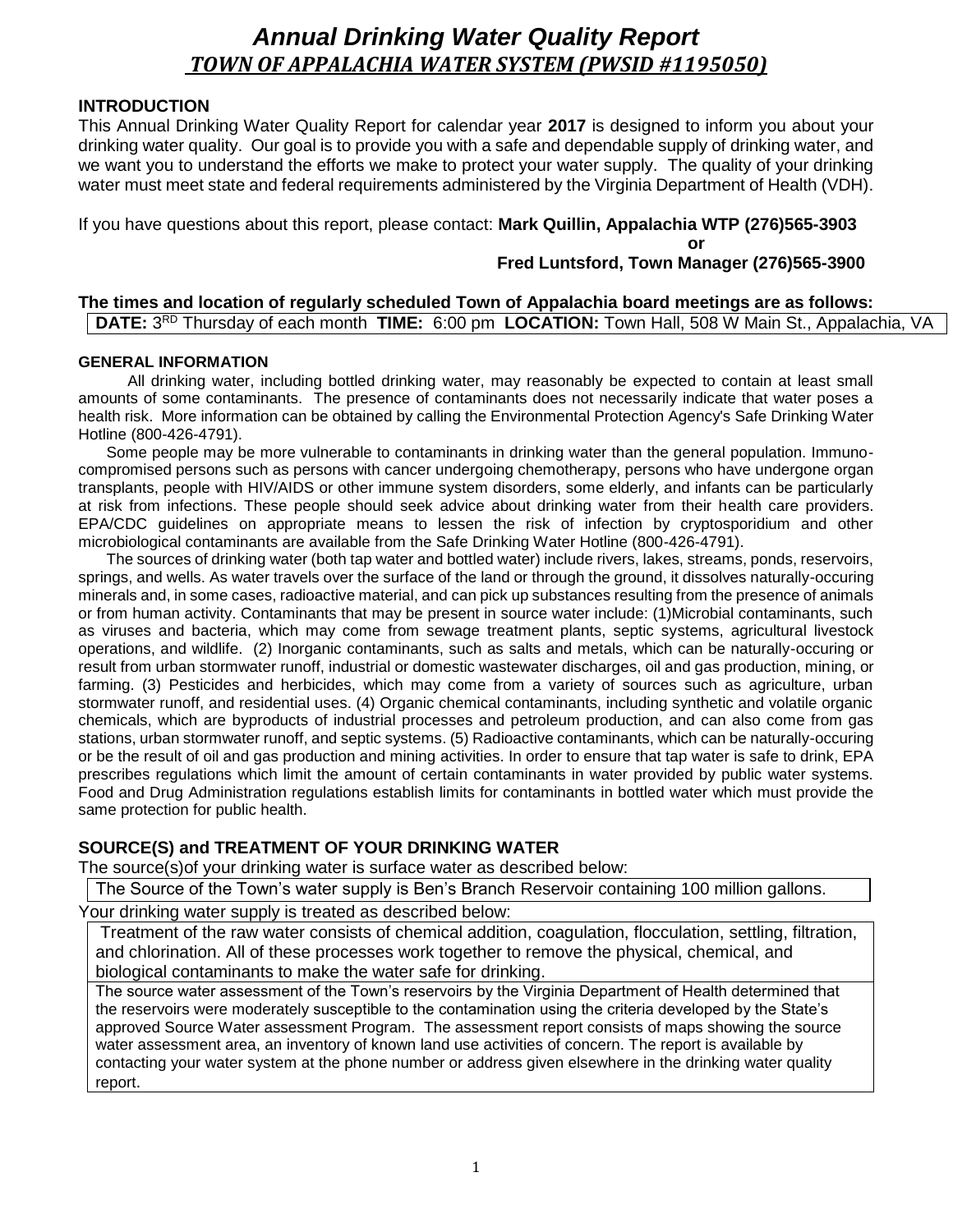# *Annual Drinking Water Quality Report*

## *TOWN OF APPALACHIA WATER SYSTEM (PWSID #1195050)*

### INTRODUCTION

This Annual Drinking Water Quality Report for calendar year **2017** is designed to inform you about your drinking water quality. Our goal is to provide you with a safe and dependable supply of drinking water, and we want you to understand the efforts we make to protect your water supply. The quality of your drinking water must meet state and federal requirements administered by the Virginia Department of Health (VDH).

If you have questions about this report, please contact: **Mark Quillin, Appalachia WTP (276)565-3903**

**or**

**Fred Luntsford, Town Manager (276)565-3900**

**The times and location of regularly scheduled Town of Appalachia board meetings are as follows:**

**DATE:** 3RD Thursday of each month **TIME:** 6:00 pm **LOCATION:** Town Hall, 508 W Main St., Appalachia, VA

#### GENERAL INFORMATION

All drinking water, including bottled drinking water, may reasonably be expected to contain at least small amounts of some contaminants. The presence of contaminants does not necessarily indicate that water poses a health risk. More information can be obtained by calling the Environmental Protection Agency's Safe Drinking Water Hotline (800-426-4791).

Some people may be more vulnerable to contaminants in drinking water than the general population. Immuno-compromised persons such as persons with cancer undergoing chemotherapy, persons who have undergone organ transplants, people with HIV/AIDS or other immune system disorders, some elderly, and infants can be particularly at risk from infections. These people should seek advice about drinking water from their health care providers. EPA/CDC guidelines on appropriate means to lessen the risk of infection by cryptosporidium and other microbiological contaminants are available from the Safe Drinking Water Hotline (800-426-4791).

The sources of drinking water (both tap water and bottled water) include rivers, lakes, streams, ponds, reservoirs, springs, and wells. As water travels over the surface of the land or through the ground, it dissolves naturally-occuring minerals and, in some cases, radioactive material, and can pick up substances resulting from the presence of animals or from human activity. Contaminants that may be present in source water include: (1)Microbial contaminants, such as viruses and bacteria, which may come from sewage treatment plants, septic systems, agricultural livestock operations, and wildlife. (2) Inorganic contaminants, such as salts and metals, which can be naturally-occuring or result from urban stormwater runoff, industrial or domestic wastewater discharges, oil and gas production, mining, or farming. (3) Pesticides and herbicides, which may come from a variety of sources such as agriculture, urban stormwater runoff, and residential uses. (4) Organic chemical contaminants, including synthetic and volatile organic chemicals, which are byproducts of industrial processes and petroleum production, and can also come from gas stations, urban stormwater runoff, and septic systems. (5) Radioactive contaminants, which can be naturally-occuring or be the result of oil and gas production and mining activities. In order to ensure that tap water is safe to drink, EPA prescribes regulations which limit the amount of certain contaminants in water provided by public water systems. Food and Drug Administration regulations establish limits for contaminants in bottled water which must provide the same protection for public health.

### SOURCE(S) and TREATMENT OF YOUR DRINKING WATER

The source(s)of your drinking water is surface water as described below:

The Source of the Town's water supply is Ben's Branch Reservoir containing 100 million gallons.

Your drinking water supply is treated as described below:

Treatment of the raw water consists of chemical addition, coagulation, flocculation, settling, filtration, and chlorination. All of these processes work together to remove the physical, chemical, and biological contaminants to make the water safe for drinking.

The source water assessment of the Town's reservoirs by the Virginia Department of Health determined that the reservoirs were moderately susceptible to the contamination using the criteria developed by the State's approved Source Water assessment Program. The assessment report consists of maps showing the source water assessment area, an inventory of known land use activities of concern. The report is available by contacting your water system at the phone number or address given elsewhere in the drinking water quality report.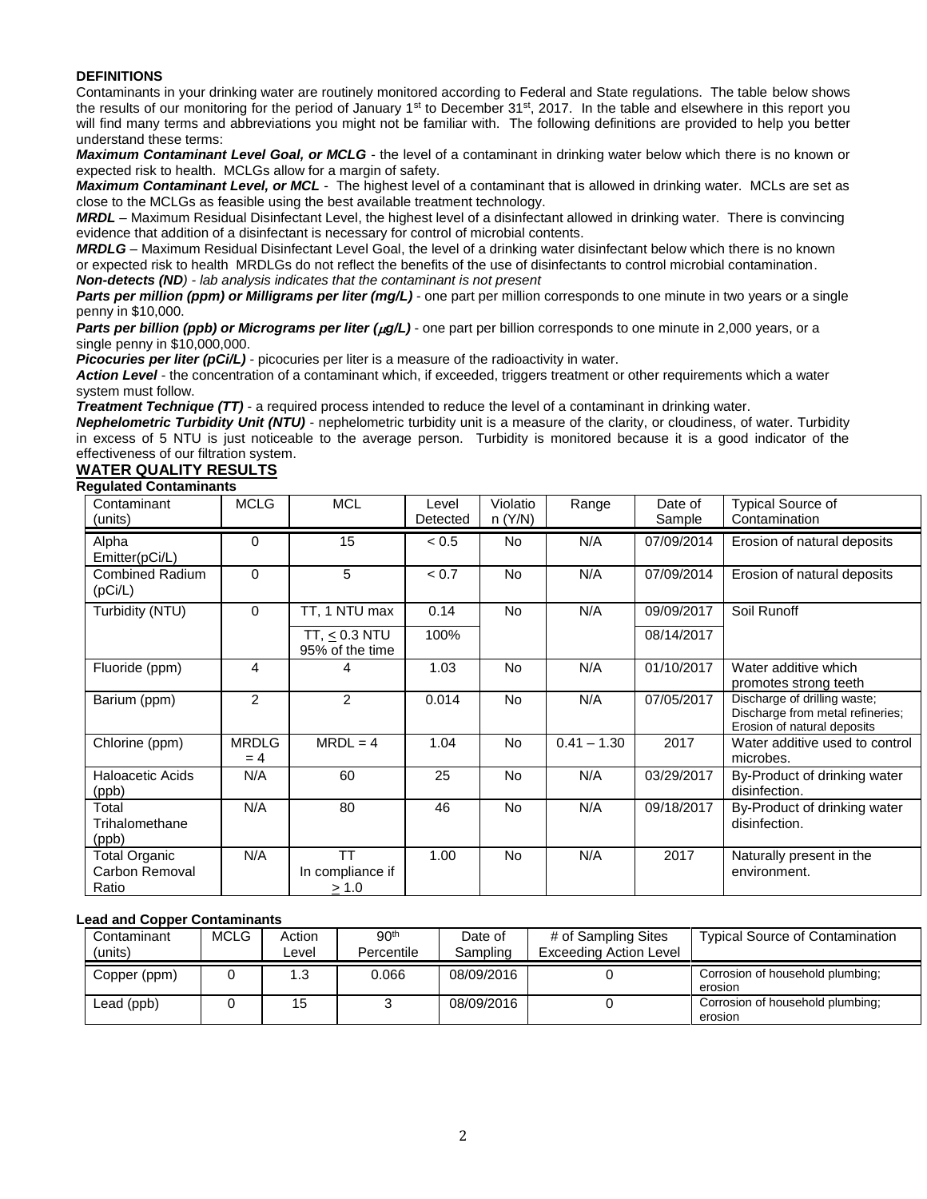**DEFINITIONS**

Contaminants in your drinking water are routinely monitored according to Federal and State regulations. The table below shows the results of our monitoring for the period of January 1st to December 31st, 2017. In the table and elsewhere in this report you will find many terms and abbreviations you might not be familiar with. The following definitions are provided to help you better understand these terms:

***Maximum Contaminant Level Goal, or MCLG*** - the level of a contaminant in drinking water below which there is no known or expected risk to health. MCLGs allow for a margin of safety.

***Maximum Contaminant Level, or MCL*** - The highest level of a contaminant that is allowed in drinking water. MCLs are set as close to the MCLGs as feasible using the best available treatment technology.

***MRDL*** – Maximum Residual Disinfectant Level, the highest level of a disinfectant allowed in drinking water. There is convincing evidence that addition of a disinfectant is necessary for control of microbial contents.

***MRDLG*** – Maximum Residual Disinfectant Level Goal, the level of a drinking water disinfectant below which there is no known or expected risk to health MRDLGs do not reflect the benefits of the use of disinfectants to control microbial contamination.

***Non-detects (ND****) - lab analysis indicates that the contaminant is not present*

***Parts per million (ppm) or Milligrams per liter (mg/L)*** - one part per million corresponds to one minute in two years or a single penny in $10,000.

***Parts per billion (ppb) or Micrograms per liter (μg/L)*** - one part per billion corresponds to one minute in 2,000 years, or a single penny in $10,000,000.

***Picocuries per liter (pCi/L)*** - picocuries per liter is a measure of the radioactivity in water.

***Action Level*** - the concentration of a contaminant which, if exceeded, triggers treatment or other requirements which a water system must follow.

***Treatment Technique (TT)*** - a required process intended to reduce the level of a contaminant in drinking water.

***Nephelometric Turbidity Unit (NTU)*** - nephelometric turbidity unit is a measure of the clarity, or cloudiness, of water. Turbidity in excess of 5 NTU is just noticeable to the average person. Turbidity is monitored because it is a good indicator of the effectiveness of our filtration system.

## WATER QUALITY RESULTS

**Regulated Contaminants**

| Contaminant (units) | MCLG | MCL | Level Detected | Violation (Y/N) | Range | Date of Sample | Typical Source of Contamination |
|---|---|---|---|---|---|---|---|
| Alpha Emitter(pCi/L) | 0 | 15 | < 0.5 | No | N/A | 07/09/2014 | Erosion of natural deposits |
| Combined Radium (pCi/L) | 0 | 5 | < 0.7 | No | N/A | 07/09/2014 | Erosion of natural deposits |
| Turbidity (NTU) | 0 | TT, 1 NTU max | 0.14 | No | N/A | 09/09/2017 | Soil Runoff |
| | | TT, ≤ 0.3 NTU 95% of the time | 100% | | | 08/14/2017 | |
| Fluoride (ppm) | 4 | 4 | 1.03 | No | N/A | 01/10/2017 | Water additive which promotes strong teeth |
| Barium (ppm) | 2 | 2 | 0.014 | No | N/A | 07/05/2017 | Discharge of drilling waste; Discharge from metal refineries; Erosion of natural deposits |
| Chlorine (ppm) | MRDLG = 4 | MRDL = 4 | 1.04 | No | 0.41 – 1.30 | 2017 | Water additive used to control microbes. |
| Haloacetic Acids (ppb) | N/A | 60 | 25 | No | N/A | 03/29/2017 | By-Product of drinking water disinfection. |
| Total Trihalomethane (ppb) | N/A | 80 | 46 | No | N/A | 09/18/2017 | By-Product of drinking water disinfection. |
| Total Organic Carbon Removal Ratio | N/A | TT In compliance if ≥ 1.0 | 1.00 | No | N/A | 2017 | Naturally present in the environment. |

**Lead and Copper Contaminants**

| Contaminant (units) | MCLG | Action Level | 90th Percentile | Date of Sampling | # of Sampling Sites Exceeding Action Level | Typical Source of Contamination |
|---|---|---|---|---|---|---|
| Copper (ppm) | 0 | 1.3 | 0.066 | 08/09/2016 | 0 | Corrosion of household plumbing; erosion |
| Lead (ppb) | 0 | 15 | 3 | 08/09/2016 | 0 | Corrosion of household plumbing; erosion |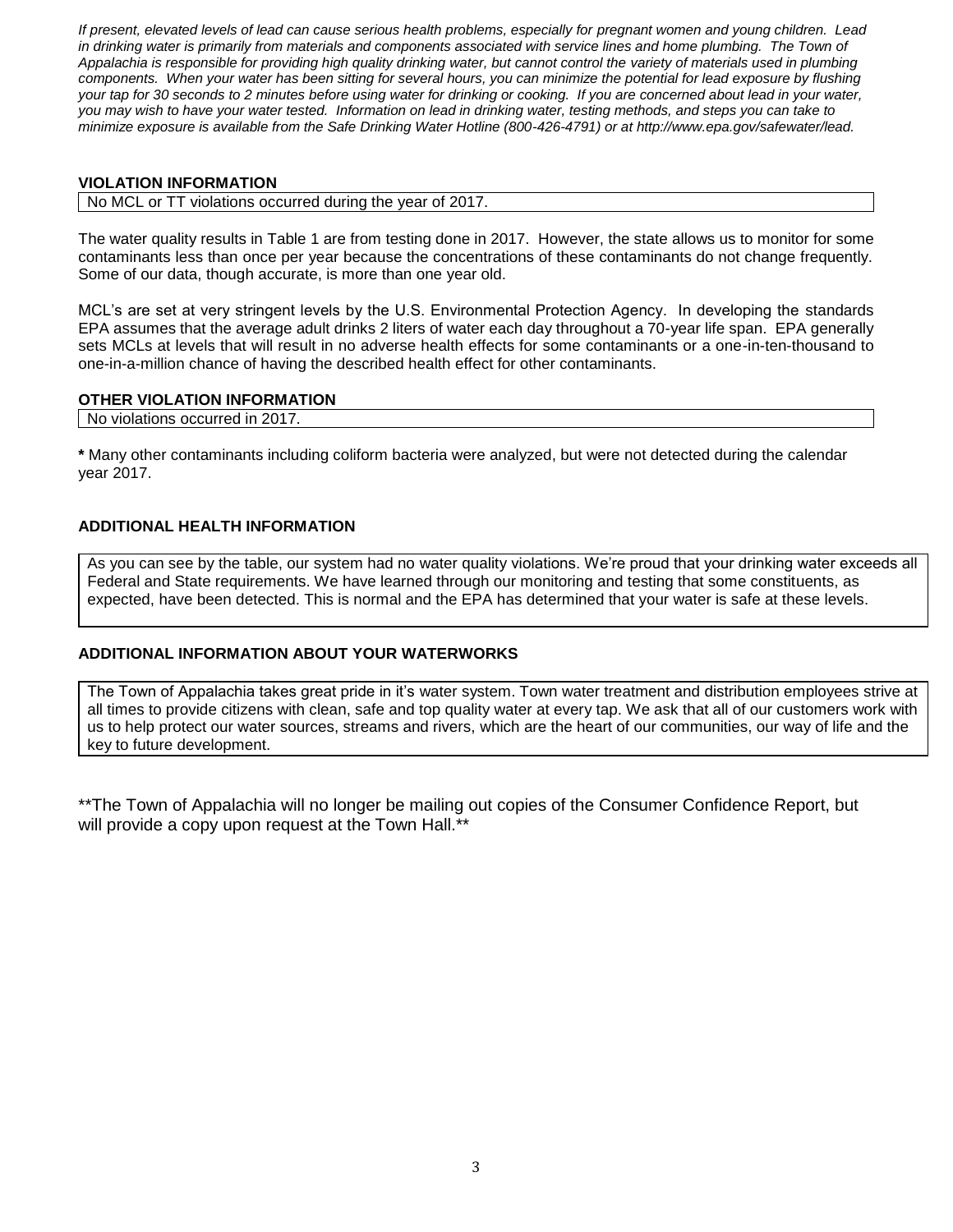*If present, elevated levels of lead can cause serious health problems, especially for pregnant women and young children. Lead in drinking water is primarily from materials and components associated with service lines and home plumbing. The Town of Appalachia is responsible for providing high quality drinking water, but cannot control the variety of materials used in plumbing components. When your water has been sitting for several hours, you can minimize the potential for lead exposure by flushing your tap for 30 seconds to 2 minutes before using water for drinking or cooking. If you are concerned about lead in your water, you may wish to have your water tested. Information on lead in drinking water, testing methods, and steps you can take to minimize exposure is available from the Safe Drinking Water Hotline (800-426-4791) or at http://www.epa.gov/safewater/lead.*

**VIOLATION INFORMATION**

No MCL or TT violations occurred during the year of 2017.

The water quality results in Table 1 are from testing done in 2017. However, the state allows us to monitor for some contaminants less than once per year because the concentrations of these contaminants do not change frequently. Some of our data, though accurate, is more than one year old.

MCL's are set at very stringent levels by the U.S. Environmental Protection Agency. In developing the standards EPA assumes that the average adult drinks 2 liters of water each day throughout a 70-year life span. EPA generally sets MCLs at levels that will result in no adverse health effects for some contaminants or a one-in-ten-thousand to one-in-a-million chance of having the described health effect for other contaminants.

**OTHER VIOLATION INFORMATION**

No violations occurred in 2017.

**\*** Many other contaminants including coliform bacteria were analyzed, but were not detected during the calendar year 2017.

**ADDITIONAL HEALTH INFORMATION**

As you can see by the table, our system had no water quality violations. We're proud that your drinking water exceeds all Federal and State requirements. We have learned through our monitoring and testing that some constituents, as expected, have been detected. This is normal and the EPA has determined that your water is safe at these levels.

**ADDITIONAL INFORMATION ABOUT YOUR WATERWORKS**

The Town of Appalachia takes great pride in it's water system. Town water treatment and distribution employees strive at all times to provide citizens with clean, safe and top quality water at every tap. We ask that all of our customers work with us to help protect our water sources, streams and rivers, which are the heart of our communities, our way of life and the key to future development.

\*\*The Town of Appalachia will no longer be mailing out copies of the Consumer Confidence Report, but will provide a copy upon request at the Town Hall.\*\*